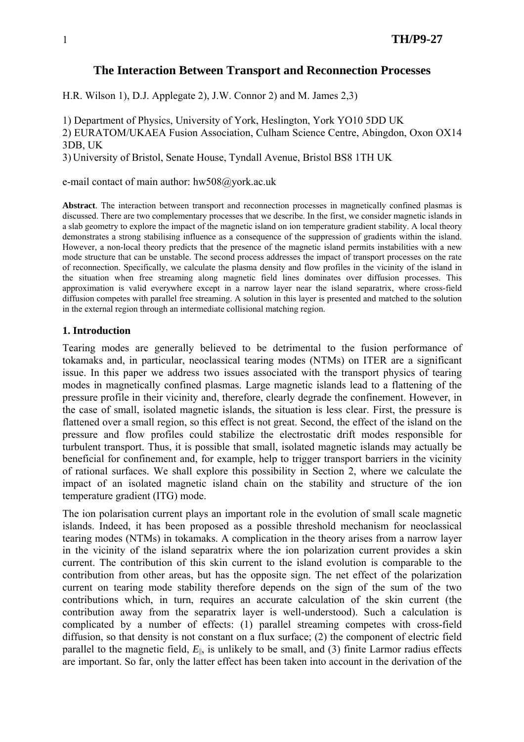# The Interaction Between Transport and Reconnection Processes

H.R. Wilson 1), D.J. Applegate 2), J.W. Connor 2) and M. James 2,3)

1) Department of Physics, University of York, Heslington, York YO10 5DD UK
2) EURATOM/UKAEA Fusion Association, Culham Science Centre, Abingdon, Oxon OX14 3DB, UK
3) University of Bristol, Senate House, Tyndall Avenue, Bristol BS8 1TH UK

e-mail contact of main author: hw508@york.ac.uk

**Abstract**. The interaction between transport and reconnection processes in magnetically confined plasmas is discussed. There are two complementary processes that we describe. In the first, we consider magnetic islands in a slab geometry to explore the impact of the magnetic island on ion temperature gradient stability. A local theory demonstrates a strong stabilising influence as a consequence of the suppression of gradients within the island. However, a non-local theory predicts that the presence of the magnetic island permits instabilities with a new mode structure that can be unstable. The second process addresses the impact of transport processes on the rate of reconnection. Specifically, we calculate the plasma density and flow profiles in the vicinity of the island in the situation when free streaming along magnetic field lines dominates over diffusion processes. This approximation is valid everywhere except in a narrow layer near the island separatrix, where cross-field diffusion competes with parallel free streaming. A solution in this layer is presented and matched to the solution in the external region through an intermediate collisional matching region.

## 1. Introduction

Tearing modes are generally believed to be detrimental to the fusion performance of tokamaks and, in particular, neoclassical tearing modes (NTMs) on ITER are a significant issue. In this paper we address two issues associated with the transport physics of tearing modes in magnetically confined plasmas. Large magnetic islands lead to a flattening of the pressure profile in their vicinity and, therefore, clearly degrade the confinement. However, in the case of small, isolated magnetic islands, the situation is less clear. First, the pressure is flattened over a small region, so this effect is not great. Second, the effect of the island on the pressure and flow profiles could stabilize the electrostatic drift modes responsible for turbulent transport. Thus, it is possible that small, isolated magnetic islands may actually be beneficial for confinement and, for example, help to trigger transport barriers in the vicinity of rational surfaces. We shall explore this possibility in Section 2, where we calculate the impact of an isolated magnetic island chain on the stability and structure of the ion temperature gradient (ITG) mode.

The ion polarisation current plays an important role in the evolution of small scale magnetic islands. Indeed, it has been proposed as a possible threshold mechanism for neoclassical tearing modes (NTMs) in tokamaks. A complication in the theory arises from a narrow layer in the vicinity of the island separatrix where the ion polarization current provides a skin current. The contribution of this skin current to the island evolution is comparable to the contribution from other areas, but has the opposite sign. The net effect of the polarization current on tearing mode stability therefore depends on the sign of the sum of the two contributions which, in turn, requires an accurate calculation of the skin current (the contribution away from the separatrix layer is well-understood). Such a calculation is complicated by a number of effects: (1) parallel streaming competes with cross-field diffusion, so that density is not constant on a flux surface; (2) the component of electric field parallel to the magnetic field, $E_{\|}$, is unlikely to be small, and (3) finite Larmor radius effects are important. So far, only the latter effect has been taken into account in the derivation of the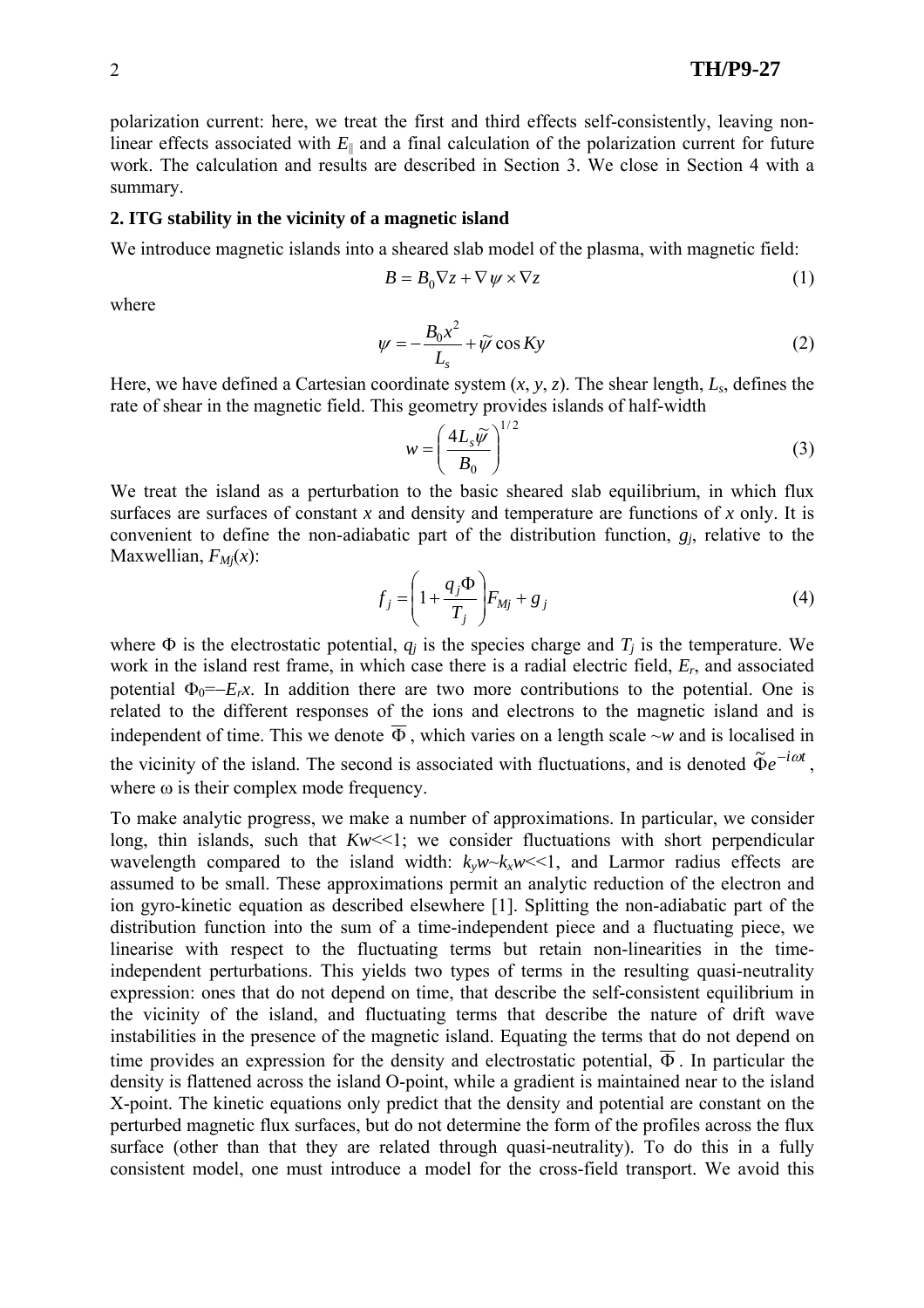polarization current: here, we treat the first and third effects self-consistently, leaving non-linear effects associated with $E_{\|}$ and a final calculation of the polarization current for future work. The calculation and results are described in Section 3. We close in Section 4 with a summary.

## 2. ITG stability in the vicinity of a magnetic island

We introduce magnetic islands into a sheared slab model of the plasma, with magnetic field:

$$B = B_0 \nabla z + \nabla \psi \times \nabla z \tag{1}$$

where

$$\psi = -\frac{B_0 x^2}{L_s} + \tilde{\psi} \cos Ky \tag{2}$$

Here, we have defined a Cartesian coordinate system ($x$, $y$, $z$). The shear length, $L_s$, defines the rate of shear in the magnetic field. This geometry provides islands of half-width

$$w = \left( \frac{4 L_s \tilde{\psi}}{B_0} \right)^{1/2} \tag{3}$$

We treat the island as a perturbation to the basic sheared slab equilibrium, in which flux surfaces are surfaces of constant $x$ and density and temperature are functions of $x$ only. It is convenient to define the non-adiabatic part of the distribution function, $g_j$, relative to the Maxwellian, $F_{Mj}(x)$:

$$f_j = \left( 1 + \frac{q_j \Phi}{T_j} \right) F_{Mj} + g_j \tag{4}$$

where $\Phi$ is the electrostatic potential, $q_j$ is the species charge and $T_j$ is the temperature. We work in the island rest frame, in which case there is a radial electric field, $E_r$, and associated potential $\Phi_0 = -E_r x$. In addition there are two more contributions to the potential. One is related to the different responses of the ions and electrons to the magnetic island and is independent of time. This we denote $\overline{\Phi}$, which varies on a length scale $\sim w$ and is localised in the vicinity of the island. The second is associated with fluctuations, and is denoted $\tilde{\Phi} e^{-i\omega t}$, where $\omega$ is their complex mode frequency.

To make analytic progress, we make a number of approximations. In particular, we consider long, thin islands, such that $Kw \ll 1$; we consider fluctuations with short perpendicular wavelength compared to the island width: $k_y w \sim k_x w \ll 1$, and Larmor radius effects are assumed to be small. These approximations permit an analytic reduction of the electron and ion gyro-kinetic equation as described elsewhere [1]. Splitting the non-adiabatic part of the distribution function into the sum of a time-independent piece and a fluctuating piece, we linearise with respect to the fluctuating terms but retain non-linearities in the time-independent perturbations. This yields two types of terms in the resulting quasi-neutrality expression: ones that do not depend on time, that describe the self-consistent equilibrium in the vicinity of the island, and fluctuating terms that describe the nature of drift wave instabilities in the presence of the magnetic island. Equating the terms that do not depend on time provides an expression for the density and electrostatic potential, $\overline{\Phi}$. In particular the density is flattened across the island O-point, while a gradient is maintained near to the island X-point. The kinetic equations only predict that the density and potential are constant on the perturbed magnetic flux surfaces, but do not determine the form of the profiles across the flux surface (other than that they are related through quasi-neutrality). To do this in a fully consistent model, one must introduce a model for the cross-field transport. We avoid this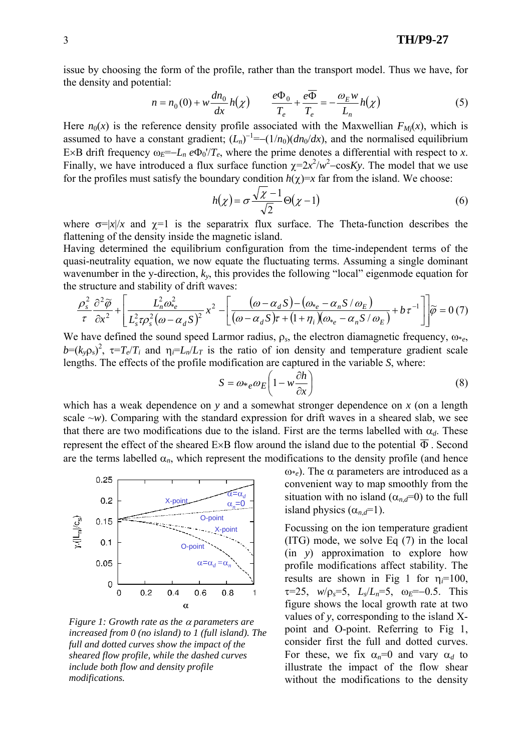issue by choosing the form of the profile, rather than the transport model. Thus we have, for the density and potential:

$$n = n_0(0) + w\frac{dn_0}{dx}h(\chi) \qquad \frac{e\Phi_0}{T_e} + \frac{e\overline{\Phi}}{T_e} = -\frac{\omega_E w}{L_n}h(\chi) \tag{5}$$

Here $n_0(x)$ is the reference density profile associated with the Maxwellian $F_{Mj}(x)$, which is assumed to have a constant gradient; $(L_n)^{-1}=-(1/n_0)(dn_0/dx)$, and the normalised equilibrium E×B drift frequency $\omega_E=-L_n e\Phi_0'/T_e$, where the prime denotes a differential with respect to $x$. Finally, we have introduced a flux surface function $\chi=2x^2/w^2-\cos Ky$. The model that we use for the profiles must satisfy the boundary condition $h(\chi)=x$ far from the island. We choose:

$$h(\chi) = \sigma\frac{\sqrt{\chi}-1}{\sqrt{2}}\Theta(\chi-1) \tag{6}$$

where $\sigma=|x|/x$ and $\chi=1$ is the separatrix flux surface. The Theta-function describes the flattening of the density inside the magnetic island.

Having determined the equilibrium configuration from the time-independent terms of the quasi-neutrality equation, we now equate the fluctuating terms. Assuming a single dominant wavenumber in the y-direction, $k_y$, this provides the following "local" eigenmode equation for the structure and stability of drift waves:

$$\frac{\rho_s^2}{\tau}\frac{\partial^2\widetilde{\varphi}}{\partial x^2} + \left[\frac{L_n^2\omega_{*e}^2}{L_s^2\tau\rho_s^2(\omega-\alpha_d S)^2}x^2 - \left[\frac{(\omega-\alpha_d S)-(\omega_{*e}-\alpha_n S/\omega_E)}{(\omega-\alpha_d S)\tau+(1+\eta_i)(\omega_{*e}-\alpha_n S/\omega_E)} + b\tau^{-1}\right]\right]\widetilde{\varphi} = 0 \tag{7}$$

We have defined the sound speed Larmor radius, $\rho_s$, the electron diamagnetic frequency, $\omega_{*e}$, $b=(k_y\rho_s)^2$, $\tau=T_e/T_i$ and $\eta_i=L_n/L_T$ is the ratio of ion density and temperature gradient scale lengths. The effects of the profile modification are captured in the variable $S$, where:

$$S = \omega_{*e}\omega_E\left(1 - w\frac{\partial h}{\partial x}\right) \tag{8}$$

which has a weak dependence on $y$ and a somewhat stronger dependence on $x$ (on a length scale ~$w$). Comparing with the standard expression for drift waves in a sheared slab, we see that there are two modifications due to the island. First are the terms labelled with $\alpha_d$. These represent the effect of the sheared E×B flow around the island due to the potential $\overline{\Phi}$. Second are the terms labelled $\alpha_n$, which represent the modifications to the density profile (and hence $\omega_{*e}$). The $\alpha$ parameters are introduced as a convenient way to map smoothly from the situation with no island ($\alpha_{n,d}=0$) to the full island physics ($\alpha_{n,d}=1$).

Figure 1: Growth rate as the $\alpha$ parameters are increased from 0 (no island) to 1 (full island). The full and dotted curves show the impact of the sheared flow profile, while the dashed curves include both flow and density profile modifications.

Focussing on the ion temperature gradient (ITG) mode, we solve Eq (7) in the local (in $y$) approximation to explore how profile modifications affect stability. The results are shown in Fig 1 for $\eta_i=100$, $\tau=25$, $w/\rho_s=5$, $L_s/L_n=5$, $\omega_E=-0.5$. This figure shows the local growth rate at two values of $y$, corresponding to the island X-point and O-point. Referring to Fig 1, consider first the full and dotted curves. For these, we fix $\alpha_n=0$ and vary $\alpha_d$ to illustrate the impact of the flow shear without the modifications to the density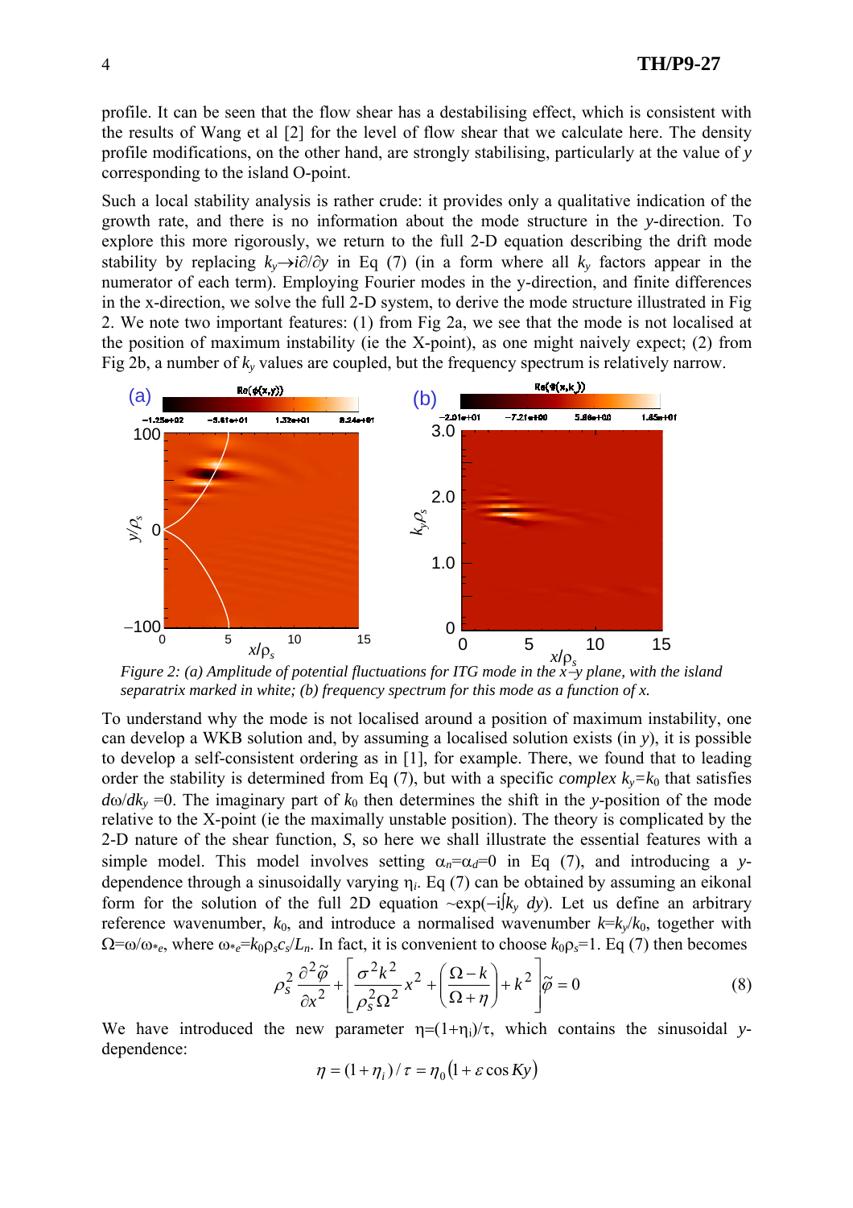profile. It can be seen that the flow shear has a destabilising effect, which is consistent with the results of Wang et al [2] for the level of flow shear that we calculate here. The density profile modifications, on the other hand, are strongly stabilising, particularly at the value of $y$ corresponding to the island O-point.

Such a local stability analysis is rather crude: it provides only a qualitative indication of the growth rate, and there is no information about the mode structure in the $y$-direction. To explore this more rigorously, we return to the full 2-D equation describing the drift mode stability by replacing $k_y \rightarrow i\partial/\partial y$ in Eq (7) (in a form where all $k_y$ factors appear in the numerator of each term). Employing Fourier modes in the y-direction, and finite differences in the x-direction, we solve the full 2-D system, to derive the mode structure illustrated in Fig 2. We note two important features: (1) from Fig 2a, we see that the mode is not localised at the position of maximum instability (ie the X-point), as one might naively expect; (2) from Fig 2b, a number of $k_y$ values are coupled, but the frequency spectrum is relatively narrow.

*Figure 2: (a) Amplitude of potential fluctuations for ITG mode in the x–y plane, with the island separatrix marked in white; (b) frequency spectrum for this mode as a function of x.*

To understand why the mode is not localised around a position of maximum instability, one can develop a WKB solution and, by assuming a localised solution exists (in $y$), it is possible to develop a self-consistent ordering as in [1], for example. There, we found that to leading order the stability is determined from Eq (7), but with a specific *complex* $k_y = k_0$ that satisfies $d\omega/dk_y = 0$. The imaginary part of $k_0$ then determines the shift in the $y$-position of the mode relative to the X-point (ie the maximally unstable position). The theory is complicated by the 2-D nature of the shear function, $S$, so here we shall illustrate the essential features with a simple model. This model involves setting $\alpha_n = \alpha_d = 0$ in Eq (7), and introducing a $y$-dependence through a sinusoidally varying $\eta_i$. Eq (7) can be obtained by assuming an eikonal form for the solution of the full 2D equation $\sim \exp(-i\int k_y\, dy)$. Let us define an arbitrary reference wavenumber, $k_0$, and introduce a normalised wavenumber $k = k_y/k_0$, together with $\Omega = \omega/\omega_{*e}$, where $\omega_{*e} = k_0\rho_s c_s/L_n$. In fact, it is convenient to choose $k_0\rho_s = 1$. Eq (7) then becomes

$$\rho_s^2 \frac{\partial^2 \tilde{\varphi}}{\partial x^2} + \left[ \frac{\sigma^2 k^2}{\rho_s^2 \Omega^2} x^2 + \left( \frac{\Omega - k}{\Omega + \eta} \right) + k^2 \right] \tilde{\varphi} = 0 \qquad (8)$$

We have introduced the new parameter $\eta = (1+\eta_i)/\tau$, which contains the sinusoidal $y$-dependence:

$$\eta = (1+\eta_i)/\tau = \eta_0 \left( 1 + \varepsilon \cos Ky \right)$$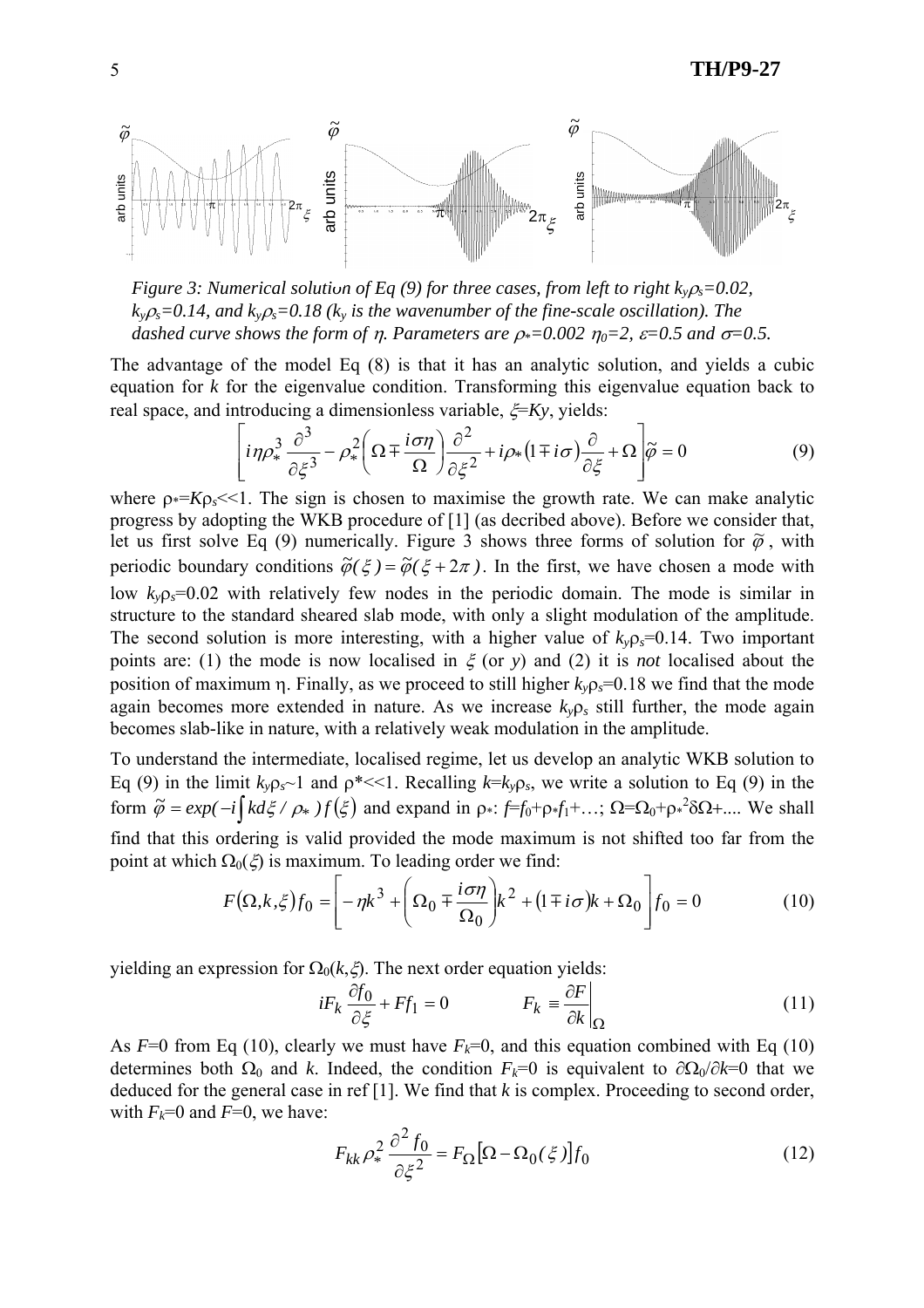*Figure 3: Numerical solution of Eq (9) for three cases, from left to right $k_y\rho_s$=0.02, $k_y\rho_s$=0.14, and $k_y\rho_s$=0.18 ($k_y$ is the wavenumber of the fine-scale oscillation). The dashed curve shows the form of $\eta$. Parameters are $\rho_*$=0.002 $\eta_0$=2, $\varepsilon$=0.5 and $\sigma$=0.5.*

The advantage of the model Eq (8) is that it has an analytic solution, and yields a cubic equation for $k$ for the eigenvalue condition. Transforming this eigenvalue equation back to real space, and introducing a dimensionless variable, $\xi$=$Ky$, yields:

$$\left[ i\eta\rho_*^3 \frac{\partial^3}{\partial\xi^3} - \rho_*^2\left(\Omega \mp \frac{i\sigma\eta}{\Omega}\right)\frac{\partial^2}{\partial\xi^2} + i\rho_*(1 \mp i\sigma)\frac{\partial}{\partial\xi} + \Omega \right]\tilde{\varphi} = 0 \tag{9}$$

where $\rho_*=K\rho_s<<1$. The sign is chosen to maximise the growth rate. We can make analytic progress by adopting the WKB procedure of [1] (as decribed above). Before we consider that, let us first solve Eq (9) numerically. Figure 3 shows three forms of solution for $\tilde{\varphi}$, with periodic boundary conditions $\tilde{\varphi}(\xi) = \tilde{\varphi}(\xi + 2\pi)$. In the first, we have chosen a mode with low $k_y\rho_s$=0.02 with relatively few nodes in the periodic domain. The mode is similar in structure to the standard sheared slab mode, with only a slight modulation of the amplitude. The second solution is more interesting, with a higher value of $k_y\rho_s$=0.14. Two important points are: (1) the mode is now localised in $\xi$ (or $y$) and (2) it is *not* localised about the position of maximum $\eta$. Finally, as we proceed to still higher $k_y\rho_s$=0.18 we find that the mode again becomes more extended in nature. As we increase $k_y\rho_s$ still further, the mode again becomes slab-like in nature, with a relatively weak modulation in the amplitude.

To understand the intermediate, localised regime, let us develop an analytic WKB solution to Eq (9) in the limit $k_y\rho_s$~1 and $\rho_*$<<1. Recalling $k$=$k_y\rho_s$, we write a solution to Eq (9) in the form $\tilde{\varphi} = exp(-i\int kd\xi / \rho_*)f(\xi)$ and expand in $\rho_*$: $f$=$f_0$+$\rho_*f_1$+…; $\Omega$=$\Omega_0$+$\rho_*^2\delta\Omega$+.... We shall find that this ordering is valid provided the mode maximum is not shifted too far from the point at which $\Omega_0(\xi)$ is maximum. To leading order we find:

$$F(\Omega,k,\xi)f_0 = \left[ -\eta k^3 + \left(\Omega_0 \mp \frac{i\sigma\eta}{\Omega_0}\right)k^2 + (1 \mp i\sigma)k + \Omega_0 \right] f_0 = 0 \tag{10}$$

yielding an expression for $\Omega_0(k,\xi)$. The next order equation yields:

$$iF_k \frac{\partial f_0}{\partial\xi} + Ff_1 = 0 \qquad\qquad F_k \equiv \left.\frac{\partial F}{\partial k}\right|_{\Omega} \tag{11}$$

As $F$=0 from Eq (10), clearly we must have $F_k$=0, and this equation combined with Eq (10) determines both $\Omega_0$ and $k$. Indeed, the condition $F_k$=0 is equivalent to $\partial\Omega_0/\partial k$=0 that we deduced for the general case in ref [1]. We find that $k$ is complex. Proceeding to second order, with $F_k$=0 and $F$=0, we have:

$$F_{kk}\rho_*^2 \frac{\partial^2 f_0}{\partial\xi^2} = F_{\Omega}\left[\Omega - \Omega_0(\xi)\right]f_0 \tag{12}$$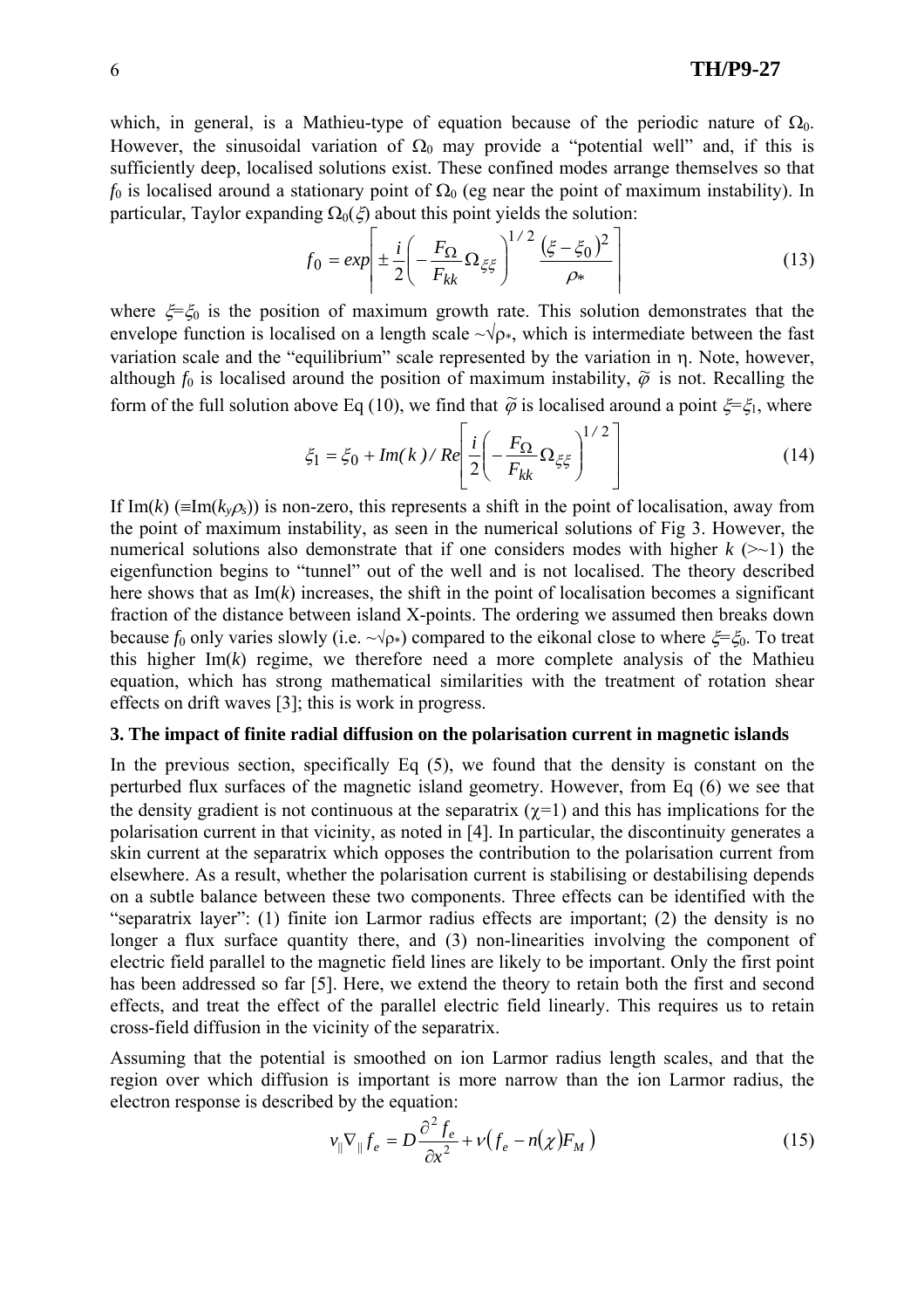which, in general, is a Mathieu-type of equation because of the periodic nature of $\Omega_0$. However, the sinusoidal variation of $\Omega_0$ may provide a "potential well" and, if this is sufficiently deep, localised solutions exist. These confined modes arrange themselves so that $f_0$ is localised around a stationary point of $\Omega_0$ (eg near the point of maximum instability). In particular, Taylor expanding $\Omega_0(\xi)$ about this point yields the solution:

$$f_0 = exp\left[ \pm \frac{i}{2}\left( -\frac{F_\Omega}{F_{kk}}\Omega_{\xi\xi} \right)^{1/2} \frac{(\xi - \xi_0)^2}{\rho_*} \right] \tag{13}$$

where $\xi = \xi_0$ is the position of maximum growth rate. This solution demonstrates that the envelope function is localised on a length scale $\sim\sqrt{\rho_*}$, which is intermediate between the fast variation scale and the "equilibrium" scale represented by the variation in $\eta$. Note, however, although $f_0$ is localised around the position of maximum instability, $\tilde{\varphi}$ is not. Recalling the form of the full solution above Eq (10), we find that $\tilde{\varphi}$ is localised around a point $\xi = \xi_1$, where

$$\xi_1 = \xi_0 + Im(k)/Re\left[ \frac{i}{2}\left( -\frac{F_\Omega}{F_{kk}}\Omega_{\xi\xi} \right)^{1/2} \right] \tag{14}$$

If Im($k$) ($\equiv$Im($k_y\rho_s$)) is non-zero, this represents a shift in the point of localisation, away from the point of maximum instability, as seen in the numerical solutions of Fig 3. However, the numerical solutions also demonstrate that if one considers modes with higher $k$ (>~1) the eigenfunction begins to "tunnel" out of the well and is not localised. The theory described here shows that as Im($k$) increases, the shift in the point of localisation becomes a significant fraction of the distance between island X-points. The ordering we assumed then breaks down because $f_0$ only varies slowly (i.e. $\sim\sqrt{\rho_*}$) compared to the eikonal close to where $\xi = \xi_0$. To treat this higher Im($k$) regime, we therefore need a more complete analysis of the Mathieu equation, which has strong mathematical similarities with the treatment of rotation shear effects on drift waves [3]; this is work in progress.

## 3. The impact of finite radial diffusion on the polarisation current in magnetic islands

In the previous section, specifically Eq (5), we found that the density is constant on the perturbed flux surfaces of the magnetic island geometry. However, from Eq (6) we see that the density gradient is not continuous at the separatrix ($\chi$=1) and this has implications for the polarisation current in that vicinity, as noted in [4]. In particular, the discontinuity generates a skin current at the separatrix which opposes the contribution to the polarisation current from elsewhere. As a result, whether the polarisation current is stabilising or destabilising depends on a subtle balance between these two components. Three effects can be identified with the "separatrix layer": (1) finite ion Larmor radius effects are important; (2) the density is no longer a flux surface quantity there, and (3) non-linearities involving the component of electric field parallel to the magnetic field lines are likely to be important. Only the first point has been addressed so far [5]. Here, we extend the theory to retain both the first and second effects, and treat the effect of the parallel electric field linearly. This requires us to retain cross-field diffusion in the vicinity of the separatrix.

Assuming that the potential is smoothed on ion Larmor radius length scales, and that the region over which diffusion is important is more narrow than the ion Larmor radius, the electron response is described by the equation:

$$v_\parallel \nabla_\parallel f_e = D\frac{\partial^2 f_e}{\partial x^2} + \nu\left(f_e - n(\chi)F_M\right) \tag{15}$$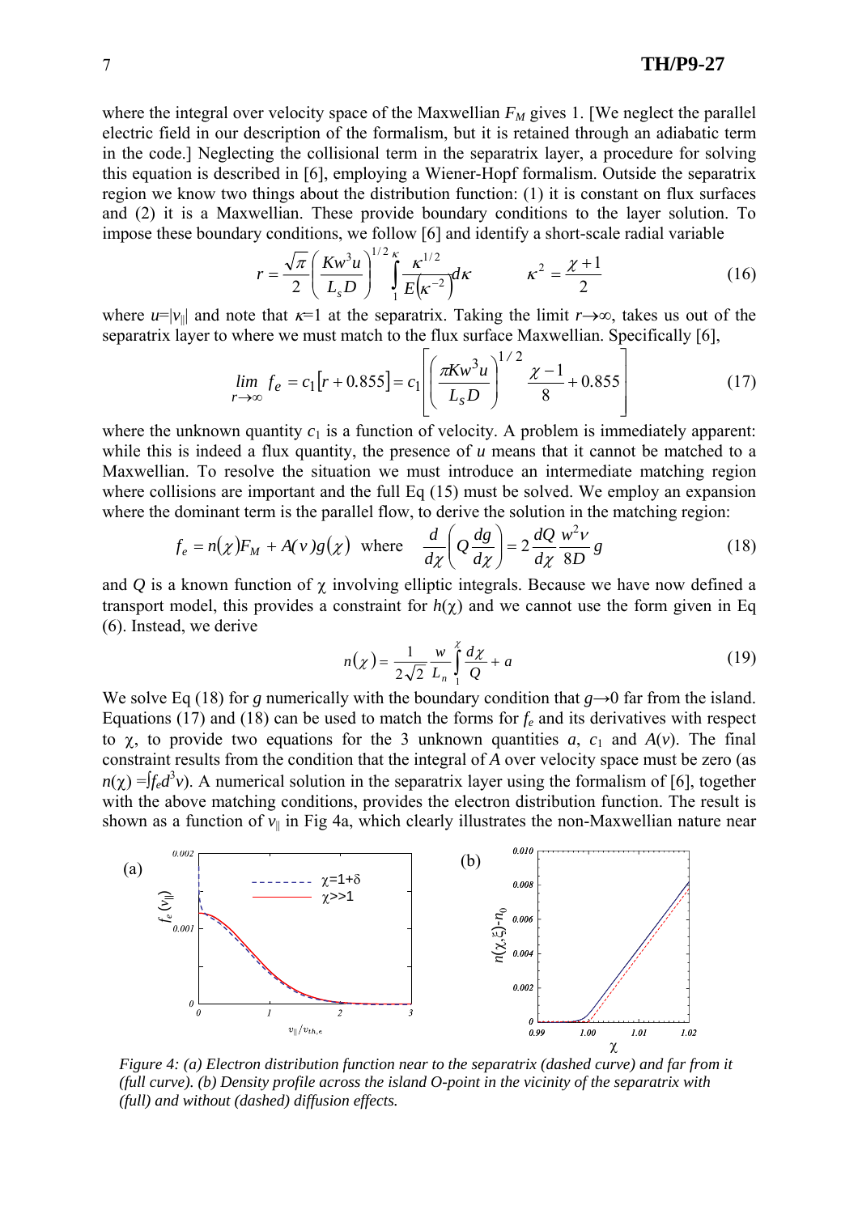where the integral over velocity space of the Maxwellian $F_M$ gives 1. [We neglect the parallel electric field in our description of the formalism, but it is retained through an adiabatic term in the code.] Neglecting the collisional term in the separatrix layer, a procedure for solving this equation is described in [6], employing a Wiener-Hopf formalism. Outside the separatrix region we know two things about the distribution function: (1) it is constant on flux surfaces and (2) it is a Maxwellian. These provide boundary conditions to the layer solution. To impose these boundary conditions, we follow [6] and identify a short-scale radial variable

$$r = \frac{\sqrt{\pi}}{2}\left(\frac{Kw^3u}{L_s D}\right)^{1/2}\int_1^{\kappa}\frac{\kappa^{1/2}}{E\left(\kappa^{-2}\right)}d\kappa \qquad \kappa^2 = \frac{\chi+1}{2} \tag{16}$$

where $u=|v_\parallel|$ and note that $\kappa=1$ at the separatrix. Taking the limit $r\to\infty$, takes us out of the separatrix layer to where we must match to the flux surface Maxwellian. Specifically [6],

$$\lim_{r\to\infty} f_e = c_1\left[r + 0.855\right] = c_1\left[\left(\frac{\pi K w^3 u}{L_S D}\right)^{1/2}\frac{\chi-1}{8} + 0.855\right] \tag{17}$$

where the unknown quantity $c_1$ is a function of velocity. A problem is immediately apparent: while this is indeed a flux quantity, the presence of $u$ means that it cannot be matched to a Maxwellian. To resolve the situation we must introduce an intermediate matching region where collisions are important and the full Eq (15) must be solved. We employ an expansion where the dominant term is the parallel flow, to derive the solution in the matching region:

$$f_e = n(\chi)F_M + A(v)g(\chi) \quad \text{where} \quad \frac{d}{d\chi}\left(Q\frac{dg}{d\chi}\right) = 2\frac{dQ}{d\chi}\frac{w^2\nu}{8D}g \tag{18}$$

and $Q$ is a known function of $\chi$ involving elliptic integrals. Because we have now defined a transport model, this provides a constraint for $h(\chi)$ and we cannot use the form given in Eq (6). Instead, we derive

$$n(\chi) = \frac{1}{2\sqrt{2}}\frac{w}{L_n}\int_1^{\chi}\frac{d\chi}{Q} + a \tag{19}$$

We solve Eq (18) for $g$ numerically with the boundary condition that $g\to 0$ far from the island. Equations (17) and (18) can be used to match the forms for $f_e$ and its derivatives with respect to $\chi$, to provide two equations for the 3 unknown quantities $a$, $c_1$ and $A(v)$. The final constraint results from the condition that the integral of $A$ over velocity space must be zero (as $n(\chi)=\int f_e d^3v$). A numerical solution in the separatrix layer using the formalism of [6], together with the above matching conditions, provides the electron distribution function. The result is shown as a function of $v_\parallel$ in Fig 4a, which clearly illustrates the non-Maxwellian nature near

*Figure 4: (a) Electron distribution function near to the separatrix (dashed curve) and far from it (full curve). (b) Density profile across the island O-point in the vicinity of the separatrix with (full) and without (dashed) diffusion effects.*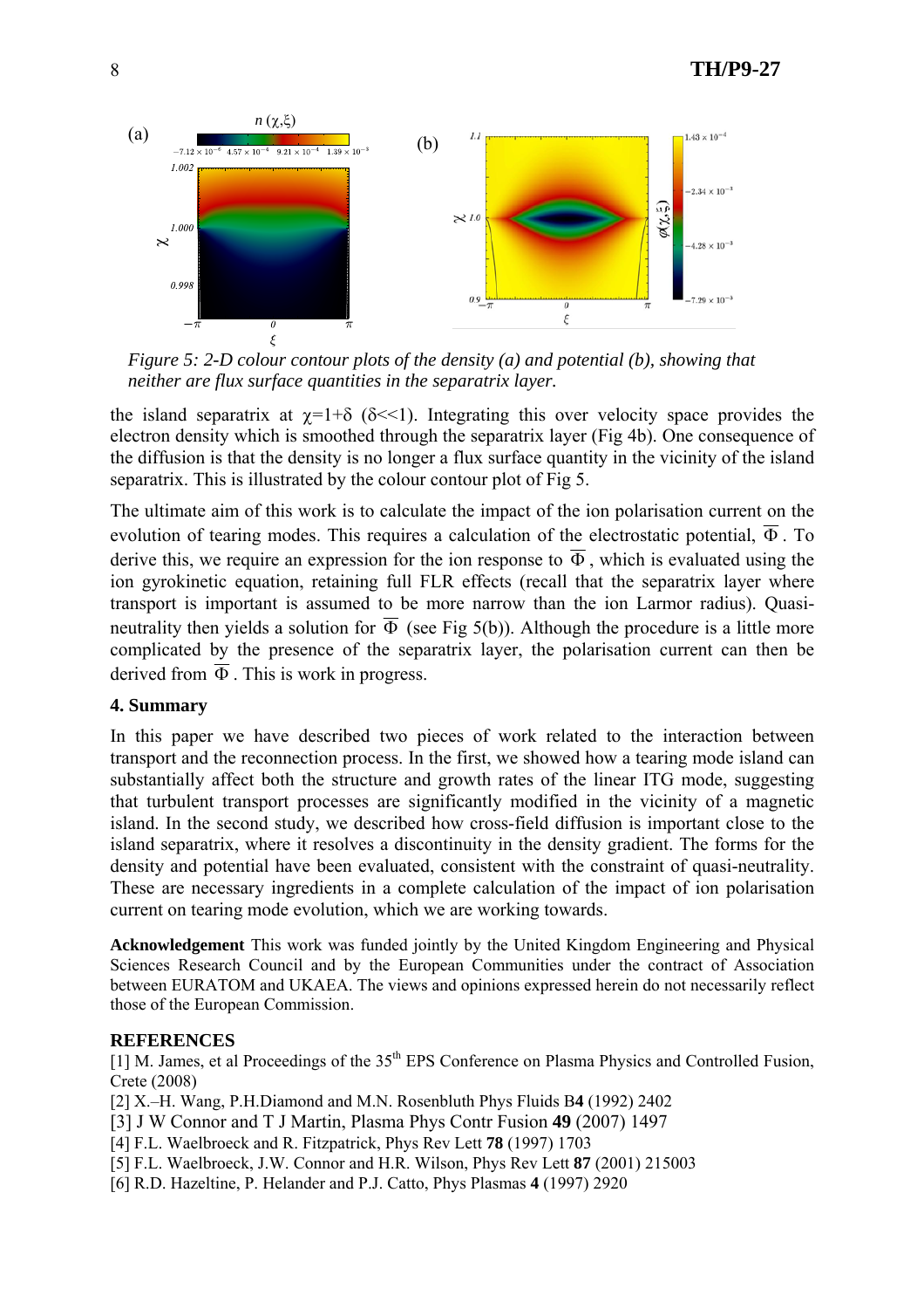(a)

$n(\chi,\xi)$

$-7.12\times10^{-6}$ $4.57\times10^{-4}$ $9.21\times10^{-4}$ $1.39\times10^{-3}$

1.002

1.000

0.998

$\chi$

$-\pi$ 0 $\pi$

$\xi$

(b)

1.1

$\chi$ 1.0

0.9

$-\pi$ 0 $\pi$

$\xi$

$\varphi(\chi,\xi)$

$1.43\times10^{-4}$

$-2.34\times10^{-3}$

$-4.28\times10^{-3}$

$-7.29\times10^{-3}$

*Figure 5: 2-D colour contour plots of the density (a) and potential (b), showing that neither are flux surface quantities in the separatrix layer.*

the island separatrix at $\chi=1+\delta$ ($\delta<<1$). Integrating this over velocity space provides the electron density which is smoothed through the separatrix layer (Fig 4b). One consequence of the diffusion is that the density is no longer a flux surface quantity in the vicinity of the island separatrix. This is illustrated by the colour contour plot of Fig 5.

The ultimate aim of this work is to calculate the impact of the ion polarisation current on the evolution of tearing modes. This requires a calculation of the electrostatic potential, $\overline{\Phi}$. To derive this, we require an expression for the ion response to $\overline{\Phi}$, which is evaluated using the ion gyrokinetic equation, retaining full FLR effects (recall that the separatrix layer where transport is important is assumed to be more narrow than the ion Larmor radius). Quasi-neutrality then yields a solution for $\overline{\Phi}$ (see Fig 5(b)). Although the procedure is a little more complicated by the presence of the separatrix layer, the polarisation current can then be derived from $\overline{\Phi}$. This is work in progress.

## 4. Summary

In this paper we have described two pieces of work related to the interaction between transport and the reconnection process. In the first, we showed how a tearing mode island can substantially affect both the structure and growth rates of the linear ITG mode, suggesting that turbulent transport processes are significantly modified in the vicinity of a magnetic island. In the second study, we described how cross-field diffusion is important close to the island separatrix, where it resolves a discontinuity in the density gradient. The forms for the density and potential have been evaluated, consistent with the constraint of quasi-neutrality. These are necessary ingredients in a complete calculation of the impact of ion polarisation current on tearing mode evolution, which we are working towards.

**Acknowledgement** This work was funded jointly by the United Kingdom Engineering and Physical Sciences Research Council and by the European Communities under the contract of Association between EURATOM and UKAEA. The views and opinions expressed herein do not necessarily reflect those of the European Commission.

## REFERENCES

[1] M. James, et al Proceedings of the 35th EPS Conference on Plasma Physics and Controlled Fusion, Crete (2008)

[2] X.–H. Wang, P.H.Diamond and M.N. Rosenbluth Phys Fluids B**4** (1992) 2402

[3] J W Connor and T J Martin, Plasma Phys Contr Fusion **49** (2007) 1497

[4] F.L. Waelbroeck and R. Fitzpatrick, Phys Rev Lett **78** (1997) 1703

[5] F.L. Waelbroeck, J.W. Connor and H.R. Wilson, Phys Rev Lett **87** (2001) 215003

[6] R.D. Hazeltine, P. Helander and P.J. Catto, Phys Plasmas **4** (1997) 2920